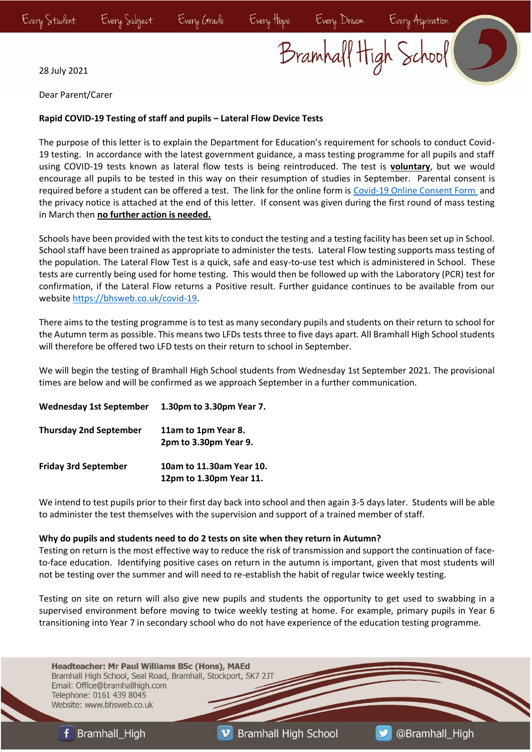28 July 2021

Dear Parent/Carer

**Rapid COVID-19 Testing of staff and pupils – Lateral Flow Device Tests**

The purpose of this letter is to explain the Department for Education's requirement for schools to conduct Covid-19 testing. In accordance with the latest government guidance, a mass testing programme for all pupils and staff using COVID-19 tests known as lateral flow tests is being reintroduced. The test is **voluntary**, but we would encourage all pupils to be tested in this way on their resumption of studies in September. Parental consent is required before a student can be offered a test. The link for the online form is Covid-19 Online Consent Form and the privacy notice is attached at the end of this letter. If consent was given during the first round of mass testing in March then **no further action is needed.**

Schools have been provided with the test kits to conduct the testing and a testing facility has been set up in School. School staff have been trained as appropriate to administer the tests. Lateral Flow testing supports mass testing of the population. The Lateral Flow Test is a quick, safe and easy-to-use test which is administered in School. These tests are currently being used for home testing. This would then be followed up with the Laboratory (PCR) test for confirmation, if the Lateral Flow returns a Positive result. Further guidance continues to be available from our website https://bhsweb.co.uk/covid-19.

There aims to the testing programme is to test as many secondary pupils and students on their return to school for the Autumn term as possible. This means two LFDs tests three to five days apart. All Bramhall High School students will therefore be offered two LFD tests on their return to school in September.

We will begin the testing of Bramhall High School students from Wednesday 1st September 2021. The provisional times are below and will be confirmed as we approach September in a further communication.

| | |
|---|---|
| **Wednesday 1st September** | **1.30pm to 3.30pm Year 7.** |
| **Thursday 2nd September** | **11am to 1pm Year 8.**<br>**2pm to 3.30pm Year 9.** |
| **Friday 3rd September** | **10am to 11.30am Year 10.**<br>**12pm to 1.30pm Year 11.** |

We intend to test pupils prior to their first day back into school and then again 3-5 days later. Students will be able to administer the test themselves with the supervision and support of a trained member of staff.

**Why do pupils and students need to do 2 tests on site when they return in Autumn?**

Testing on return is the most effective way to reduce the risk of transmission and support the continuation of face-to-face education. Identifying positive cases on return in the autumn is important, given that most students will not be testing over the summer and will need to re-establish the habit of regular twice weekly testing.

Testing on site on return will also give new pupils and students the opportunity to get used to swabbing in a supervised environment before moving to twice weekly testing at home. For example, primary pupils in Year 6 transitioning into Year 7 in secondary school who do not have experience of the education testing programme.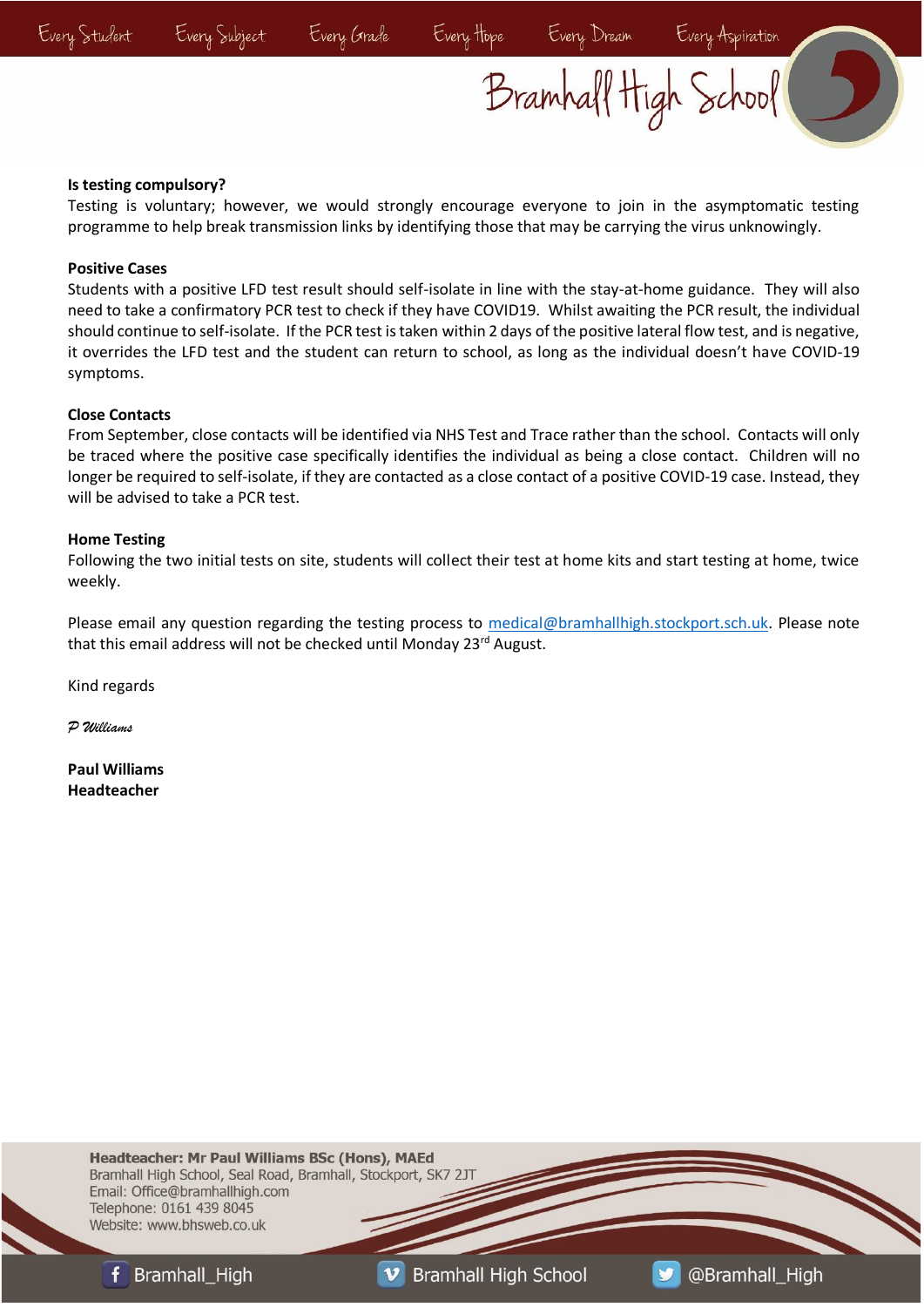**Is testing compulsory?**

Testing is voluntary; however, we would strongly encourage everyone to join in the asymptomatic testing programme to help break transmission links by identifying those that may be carrying the virus unknowingly.

**Positive Cases**

Students with a positive LFD test result should self-isolate in line with the stay-at-home guidance. They will also need to take a confirmatory PCR test to check if they have COVID19. Whilst awaiting the PCR result, the individual should continue to self-isolate. If the PCR test is taken within 2 days of the positive lateral flow test, and is negative, it overrides the LFD test and the student can return to school, as long as the individual doesn't have COVID-19 symptoms.

**Close Contacts**

From September, close contacts will be identified via NHS Test and Trace rather than the school. Contacts will only be traced where the positive case specifically identifies the individual as being a close contact. Children will no longer be required to self-isolate, if they are contacted as a close contact of a positive COVID-19 case. Instead, they will be advised to take a PCR test.

**Home Testing**

Following the two initial tests on site, students will collect their test at home kits and start testing at home, twice weekly.

Please email any question regarding the testing process to medical@bramhallhigh.stockport.sch.uk. Please note that this email address will not be checked until Monday 23rd August.

Kind regards

*P Williams*

**Paul Williams**
**Headteacher**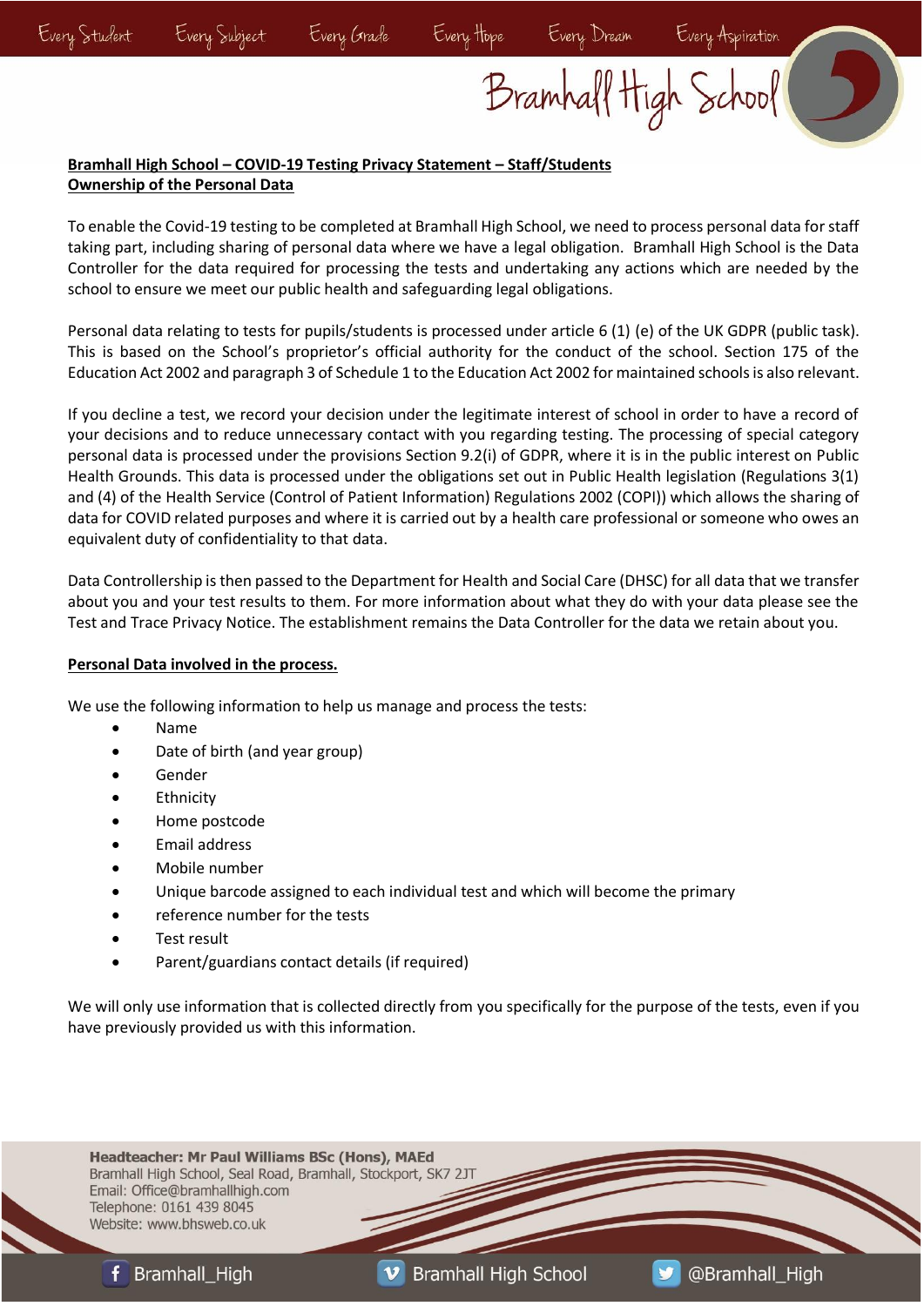**Bramhall High School – COVID-19 Testing Privacy Statement – Staff/Students**

**Ownership of the Personal Data**

To enable the Covid-19 testing to be completed at Bramhall High School, we need to process personal data for staff taking part, including sharing of personal data where we have a legal obligation. Bramhall High School is the Data Controller for the data required for processing the tests and undertaking any actions which are needed by the school to ensure we meet our public health and safeguarding legal obligations.

Personal data relating to tests for pupils/students is processed under article 6 (1) (e) of the UK GDPR (public task). This is based on the School's proprietor's official authority for the conduct of the school. Section 175 of the Education Act 2002 and paragraph 3 of Schedule 1 to the Education Act 2002 for maintained schools is also relevant.

If you decline a test, we record your decision under the legitimate interest of school in order to have a record of your decisions and to reduce unnecessary contact with you regarding testing. The processing of special category personal data is processed under the provisions Section 9.2(i) of GDPR, where it is in the public interest on Public Health Grounds. This data is processed under the obligations set out in Public Health legislation (Regulations 3(1) and (4) of the Health Service (Control of Patient Information) Regulations 2002 (COPI)) which allows the sharing of data for COVID related purposes and where it is carried out by a health care professional or someone who owes an equivalent duty of confidentiality to that data.

Data Controllership is then passed to the Department for Health and Social Care (DHSC) for all data that we transfer about you and your test results to them. For more information about what they do with your data please see the Test and Trace Privacy Notice. The establishment remains the Data Controller for the data we retain about you.

**Personal Data involved in the process.**

We use the following information to help us manage and process the tests:

- Name
- Date of birth (and year group)
- Gender
- Ethnicity
- Home postcode
- Email address
- Mobile number
- Unique barcode assigned to each individual test and which will become the primary
- reference number for the tests
- Test result
- Parent/guardians contact details (if required)

We will only use information that is collected directly from you specifically for the purpose of the tests, even if you have previously provided us with this information.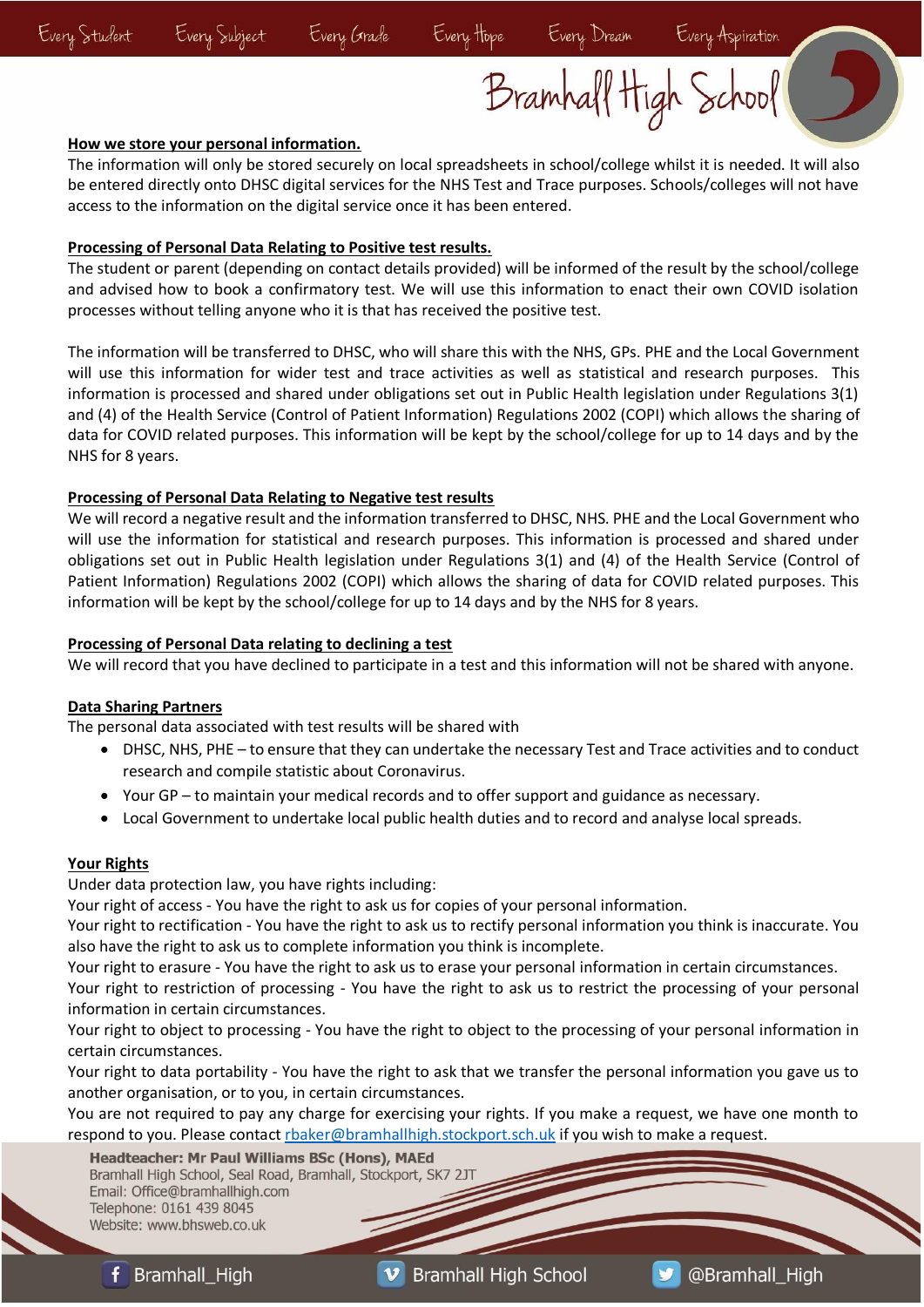**How we store your personal information.**

The information will only be stored securely on local spreadsheets in school/college whilst it is needed. It will also be entered directly onto DHSC digital services for the NHS Test and Trace purposes. Schools/colleges will not have access to the information on the digital service once it has been entered.

**Processing of Personal Data Relating to Positive test results.**

The student or parent (depending on contact details provided) will be informed of the result by the school/college and advised how to book a confirmatory test. We will use this information to enact their own COVID isolation processes without telling anyone who it is that has received the positive test.

The information will be transferred to DHSC, who will share this with the NHS, GPs. PHE and the Local Government will use this information for wider test and trace activities as well as statistical and research purposes. This information is processed and shared under obligations set out in Public Health legislation under Regulations 3(1) and (4) of the Health Service (Control of Patient Information) Regulations 2002 (COPI) which allows the sharing of data for COVID related purposes. This information will be kept by the school/college for up to 14 days and by the NHS for 8 years.

**Processing of Personal Data Relating to Negative test results**

We will record a negative result and the information transferred to DHSC, NHS. PHE and the Local Government who will use the information for statistical and research purposes. This information is processed and shared under obligations set out in Public Health legislation under Regulations 3(1) and (4) of the Health Service (Control of Patient Information) Regulations 2002 (COPI) which allows the sharing of data for COVID related purposes. This information will be kept by the school/college for up to 14 days and by the NHS for 8 years.

**Processing of Personal Data relating to declining a test**

We will record that you have declined to participate in a test and this information will not be shared with anyone.

**Data Sharing Partners**

The personal data associated with test results will be shared with

- DHSC, NHS, PHE – to ensure that they can undertake the necessary Test and Trace activities and to conduct research and compile statistic about Coronavirus.
- Your GP – to maintain your medical records and to offer support and guidance as necessary.
- Local Government to undertake local public health duties and to record and analyse local spreads.

**Your Rights**

Under data protection law, you have rights including:

Your right of access - You have the right to ask us for copies of your personal information.

Your right to rectification - You have the right to ask us to rectify personal information you think is inaccurate. You also have the right to ask us to complete information you think is incomplete.

Your right to erasure - You have the right to ask us to erase your personal information in certain circumstances.

Your right to restriction of processing - You have the right to ask us to restrict the processing of your personal information in certain circumstances.

Your right to object to processing - You have the right to object to the processing of your personal information in certain circumstances.

Your right to data portability - You have the right to ask that we transfer the personal information you gave us to another organisation, or to you, in certain circumstances.

You are not required to pay any charge for exercising your rights. If you make a request, we have one month to respond to you. Please contact rbaker@bramhallhigh.stockport.sch.uk if you wish to make a request.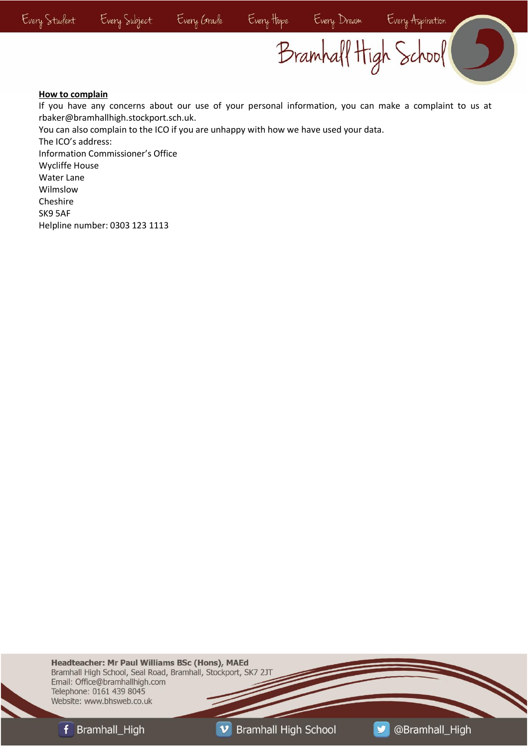**How to complain**

If you have any concerns about our use of your personal information, you can make a complaint to us at rbaker@bramhallhigh.stockport.sch.uk.

You can also complain to the ICO if you are unhappy with how we have used your data.

The ICO's address:

Information Commissioner's Office
Wycliffe House
Water Lane
Wilmslow
Cheshire
SK9 5AF
Helpline number: 0303 123 1113